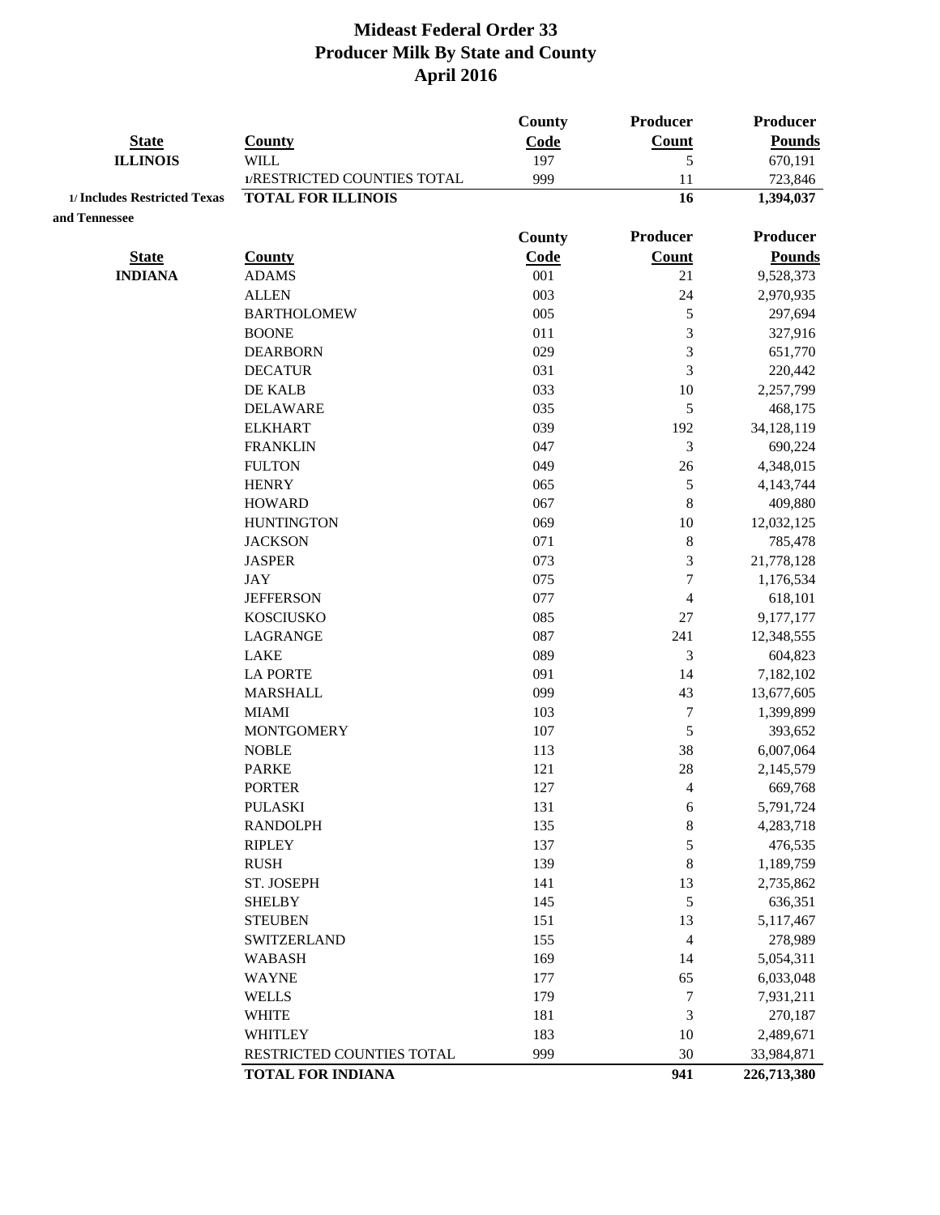# Mideast Federal Order 33
## Producer Milk By State and County
## April 2016

| State | County | County Code | Producer Count | Producer Pounds |
|---|---|---|---|---|
| **ILLINOIS** | WILL | 197 | 5 | 670,191 |
| | 1/RESTRICTED COUNTIES TOTAL | 999 | 11 | 723,846 |
| 1/ Includes Restricted Texas and Tennessee | **TOTAL FOR ILLINOIS** | | **16** | **1,394,037** |

| State | County | County Code | Producer Count | Producer Pounds |
|---|---|---|---|---|
| **INDIANA** | ADAMS | 001 | 21 | 9,528,373 |
| | ALLEN | 003 | 24 | 2,970,935 |
| | BARTHOLOMEW | 005 | 5 | 297,694 |
| | BOONE | 011 | 3 | 327,916 |
| | DEARBORN | 029 | 3 | 651,770 |
| | DECATUR | 031 | 3 | 220,442 |
| | DE KALB | 033 | 10 | 2,257,799 |
| | DELAWARE | 035 | 5 | 468,175 |
| | ELKHART | 039 | 192 | 34,128,119 |
| | FRANKLIN | 047 | 3 | 690,224 |
| | FULTON | 049 | 26 | 4,348,015 |
| | HENRY | 065 | 5 | 4,143,744 |
| | HOWARD | 067 | 8 | 409,880 |
| | HUNTINGTON | 069 | 10 | 12,032,125 |
| | JACKSON | 071 | 8 | 785,478 |
| | JASPER | 073 | 3 | 21,778,128 |
| | JAY | 075 | 7 | 1,176,534 |
| | JEFFERSON | 077 | 4 | 618,101 |
| | KOSCIUSKO | 085 | 27 | 9,177,177 |
| | LAGRANGE | 087 | 241 | 12,348,555 |
| | LAKE | 089 | 3 | 604,823 |
| | LA PORTE | 091 | 14 | 7,182,102 |
| | MARSHALL | 099 | 43 | 13,677,605 |
| | MIAMI | 103 | 7 | 1,399,899 |
| | MONTGOMERY | 107 | 5 | 393,652 |
| | NOBLE | 113 | 38 | 6,007,064 |
| | PARKE | 121 | 28 | 2,145,579 |
| | PORTER | 127 | 4 | 669,768 |
| | PULASKI | 131 | 6 | 5,791,724 |
| | RANDOLPH | 135 | 8 | 4,283,718 |
| | RIPLEY | 137 | 5 | 476,535 |
| | RUSH | 139 | 8 | 1,189,759 |
| | ST. JOSEPH | 141 | 13 | 2,735,862 |
| | SHELBY | 145 | 5 | 636,351 |
| | STEUBEN | 151 | 13 | 5,117,467 |
| | SWITZERLAND | 155 | 4 | 278,989 |
| | WABASH | 169 | 14 | 5,054,311 |
| | WAYNE | 177 | 65 | 6,033,048 |
| | WELLS | 179 | 7 | 7,931,211 |
| | WHITE | 181 | 3 | 270,187 |
| | WHITLEY | 183 | 10 | 2,489,671 |
| | RESTRICTED COUNTIES TOTAL | 999 | 30 | 33,984,871 |
| | **TOTAL FOR INDIANA** | | **941** | **226,713,380** |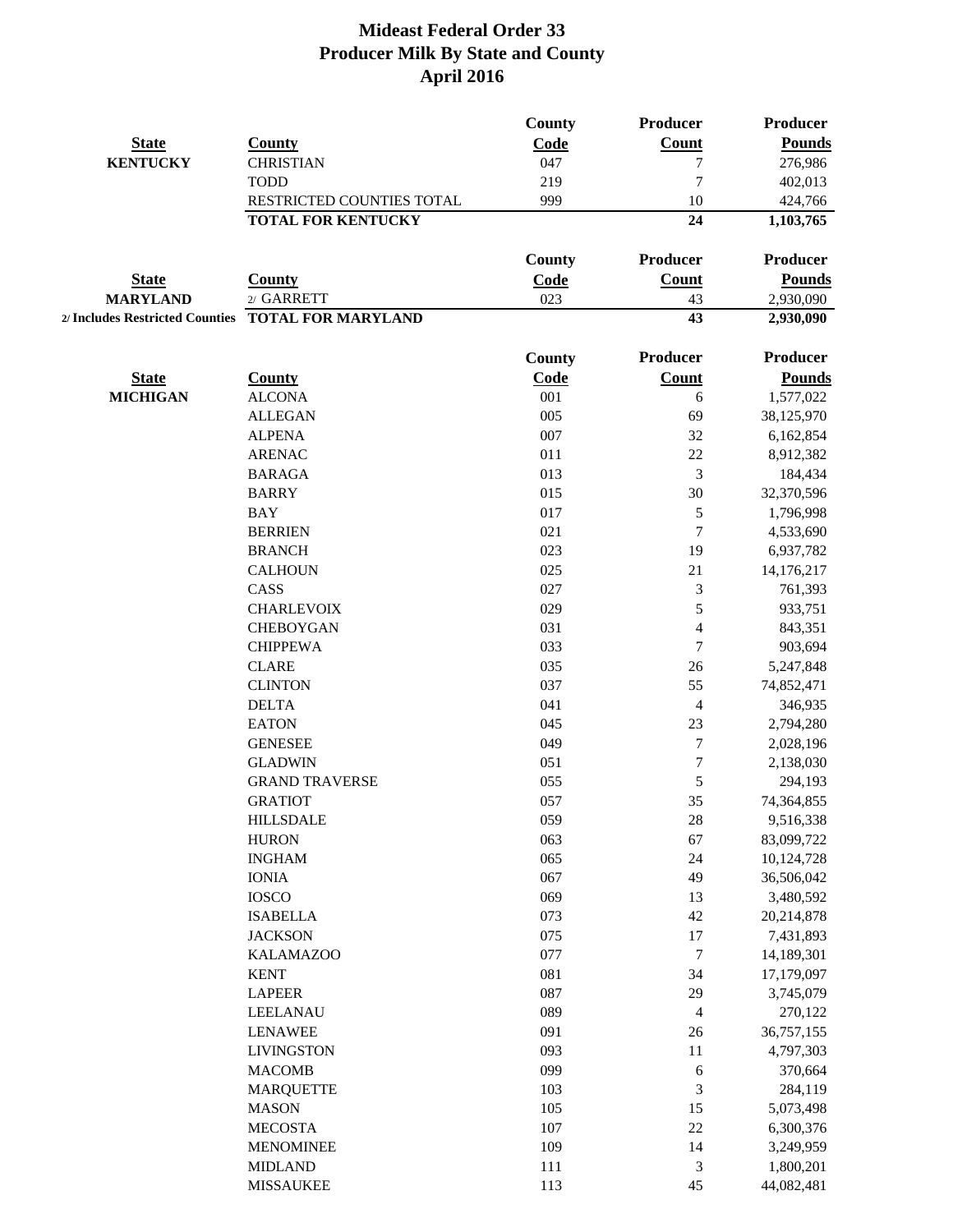# Mideast Federal Order 33
## Producer Milk By State and County
## April 2016

| State | County | County Code | Producer Count | Producer Pounds |
|---|---|---|---|---|
| **KENTUCKY** | CHRISTIAN | 047 | 7 | 276,986 |
| | TODD | 219 | 7 | 402,013 |
| | RESTRICTED COUNTIES TOTAL | 999 | 10 | 424,766 |
| | **TOTAL FOR KENTUCKY** | | **24** | **1,103,765** |

| State | County | County Code | Producer Count | Producer Pounds |
|---|---|---|---|---|
| **MARYLAND** | 2/ GARRETT | 023 | 43 | 2,930,090 |
| **2/ Includes Restricted Counties** | **TOTAL FOR MARYLAND** | | **43** | **2,930,090** |

| State | County | County Code | Producer Count | Producer Pounds |
|---|---|---|---|---|
| **MICHIGAN** | ALCONA | 001 | 6 | 1,577,022 |
| | ALLEGAN | 005 | 69 | 38,125,970 |
| | ALPENA | 007 | 32 | 6,162,854 |
| | ARENAC | 011 | 22 | 8,912,382 |
| | BARAGA | 013 | 3 | 184,434 |
| | BARRY | 015 | 30 | 32,370,596 |
| | BAY | 017 | 5 | 1,796,998 |
| | BERRIEN | 021 | 7 | 4,533,690 |
| | BRANCH | 023 | 19 | 6,937,782 |
| | CALHOUN | 025 | 21 | 14,176,217 |
| | CASS | 027 | 3 | 761,393 |
| | CHARLEVOIX | 029 | 5 | 933,751 |
| | CHEBOYGAN | 031 | 4 | 843,351 |
| | CHIPPEWA | 033 | 7 | 903,694 |
| | CLARE | 035 | 26 | 5,247,848 |
| | CLINTON | 037 | 55 | 74,852,471 |
| | DELTA | 041 | 4 | 346,935 |
| | EATON | 045 | 23 | 2,794,280 |
| | GENESEE | 049 | 7 | 2,028,196 |
| | GLADWIN | 051 | 7 | 2,138,030 |
| | GRAND TRAVERSE | 055 | 5 | 294,193 |
| | GRATIOT | 057 | 35 | 74,364,855 |
| | HILLSDALE | 059 | 28 | 9,516,338 |
| | HURON | 063 | 67 | 83,099,722 |
| | INGHAM | 065 | 24 | 10,124,728 |
| | IONIA | 067 | 49 | 36,506,042 |
| | IOSCO | 069 | 13 | 3,480,592 |
| | ISABELLA | 073 | 42 | 20,214,878 |
| | JACKSON | 075 | 17 | 7,431,893 |
| | KALAMAZOO | 077 | 7 | 14,189,301 |
| | KENT | 081 | 34 | 17,179,097 |
| | LAPEER | 087 | 29 | 3,745,079 |
| | LEELANAU | 089 | 4 | 270,122 |
| | LENAWEE | 091 | 26 | 36,757,155 |
| | LIVINGSTON | 093 | 11 | 4,797,303 |
| | MACOMB | 099 | 6 | 370,664 |
| | MARQUETTE | 103 | 3 | 284,119 |
| | MASON | 105 | 15 | 5,073,498 |
| | MECOSTA | 107 | 22 | 6,300,376 |
| | MENOMINEE | 109 | 14 | 3,249,959 |
| | MIDLAND | 111 | 3 | 1,800,201 |
| | MISSAUKEE | 113 | 45 | 44,082,481 |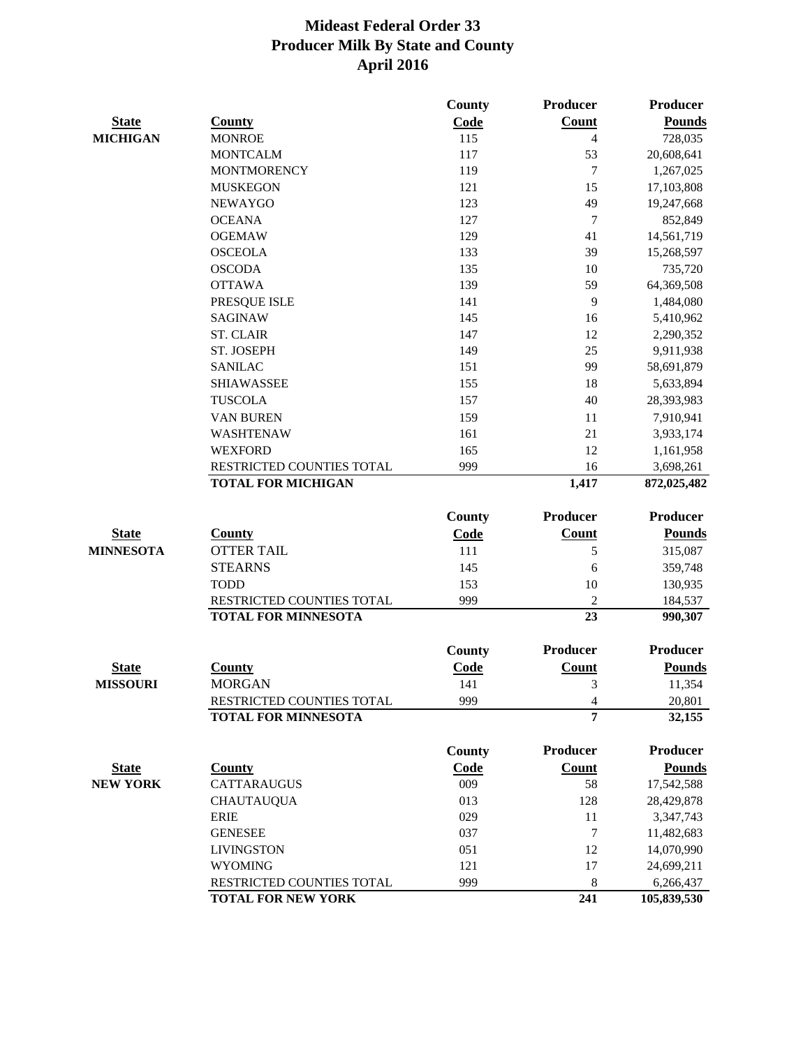# Mideast Federal Order 33
## Producer Milk By State and County
## April 2016

| State | County | County Code | Producer Count | Producer Pounds |
|---|---|---|---|---|
| MICHIGAN | MONROE | 115 | 4 | 728,035 |
| | MONTCALM | 117 | 53 | 20,608,641 |
| | MONTMORENCY | 119 | 7 | 1,267,025 |
| | MUSKEGON | 121 | 15 | 17,103,808 |
| | NEWAYGO | 123 | 49 | 19,247,668 |
| | OCEANA | 127 | 7 | 852,849 |
| | OGEMAW | 129 | 41 | 14,561,719 |
| | OSCEOLA | 133 | 39 | 15,268,597 |
| | OSCODA | 135 | 10 | 735,720 |
| | OTTAWA | 139 | 59 | 64,369,508 |
| | PRESQUE ISLE | 141 | 9 | 1,484,080 |
| | SAGINAW | 145 | 16 | 5,410,962 |
| | ST. CLAIR | 147 | 12 | 2,290,352 |
| | ST. JOSEPH | 149 | 25 | 9,911,938 |
| | SANILAC | 151 | 99 | 58,691,879 |
| | SHIAWASSEE | 155 | 18 | 5,633,894 |
| | TUSCOLA | 157 | 40 | 28,393,983 |
| | VAN BUREN | 159 | 11 | 7,910,941 |
| | WASHTENAW | 161 | 21 | 3,933,174 |
| | WEXFORD | 165 | 12 | 1,161,958 |
| | RESTRICTED COUNTIES TOTAL | 999 | 16 | 3,698,261 |
| | **TOTAL FOR MICHIGAN** | | **1,417** | **872,025,482** |

| State | County | County Code | Producer Count | Producer Pounds |
|---|---|---|---|---|
| MINNESOTA | OTTER TAIL | 111 | 5 | 315,087 |
| | STEARNS | 145 | 6 | 359,748 |
| | TODD | 153 | 10 | 130,935 |
| | RESTRICTED COUNTIES TOTAL | 999 | 2 | 184,537 |
| | **TOTAL FOR MINNESOTA** | | **23** | **990,307** |

| State | County | County Code | Producer Count | Producer Pounds |
|---|---|---|---|---|
| MISSOURI | MORGAN | 141 | 3 | 11,354 |
| | RESTRICTED COUNTIES TOTAL | 999 | 4 | 20,801 |
| | **TOTAL FOR MINNESOTA** | | **7** | **32,155** |

| State | County | County Code | Producer Count | Producer Pounds |
|---|---|---|---|---|
| NEW YORK | CATTARAUGUS | 009 | 58 | 17,542,588 |
| | CHAUTAUQUA | 013 | 128 | 28,429,878 |
| | ERIE | 029 | 11 | 3,347,743 |
| | GENESEE | 037 | 7 | 11,482,683 |
| | LIVINGSTON | 051 | 12 | 14,070,990 |
| | WYOMING | 121 | 17 | 24,699,211 |
| | RESTRICTED COUNTIES TOTAL | 999 | 8 | 6,266,437 |
| | **TOTAL FOR NEW YORK** | | **241** | **105,839,530** |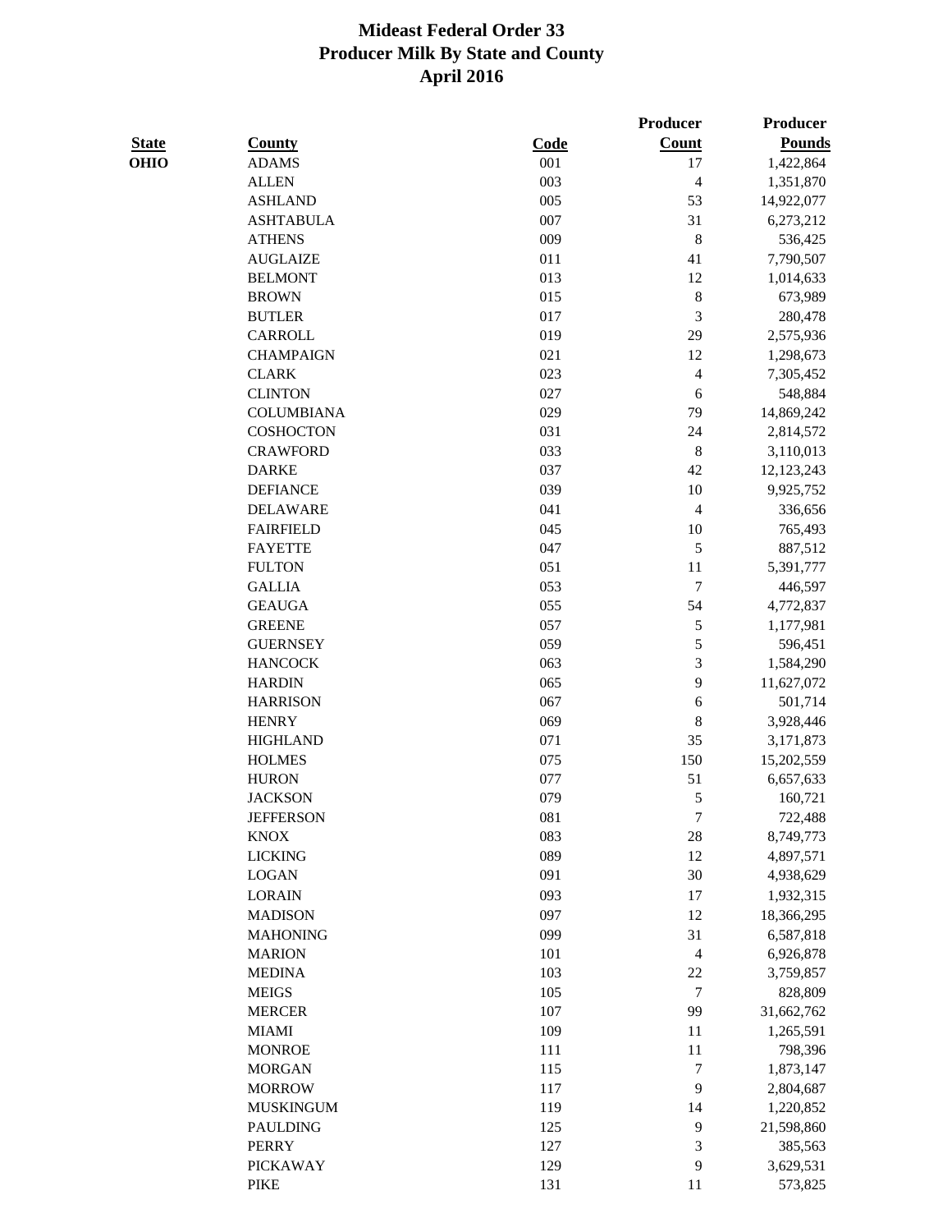# Mideast Federal Order 33
## Producer Milk By State and County
## April 2016

| State | County | Code | Producer Count | Producer Pounds |
|---|---|---|---|---|
| OHIO | ADAMS | 001 | 17 | 1,422,864 |
| | ALLEN | 003 | 4 | 1,351,870 |
| | ASHLAND | 005 | 53 | 14,922,077 |
| | ASHTABULA | 007 | 31 | 6,273,212 |
| | ATHENS | 009 | 8 | 536,425 |
| | AUGLAIZE | 011 | 41 | 7,790,507 |
| | BELMONT | 013 | 12 | 1,014,633 |
| | BROWN | 015 | 8 | 673,989 |
| | BUTLER | 017 | 3 | 280,478 |
| | CARROLL | 019 | 29 | 2,575,936 |
| | CHAMPAIGN | 021 | 12 | 1,298,673 |
| | CLARK | 023 | 4 | 7,305,452 |
| | CLINTON | 027 | 6 | 548,884 |
| | COLUMBIANA | 029 | 79 | 14,869,242 |
| | COSHOCTON | 031 | 24 | 2,814,572 |
| | CRAWFORD | 033 | 8 | 3,110,013 |
| | DARKE | 037 | 42 | 12,123,243 |
| | DEFIANCE | 039 | 10 | 9,925,752 |
| | DELAWARE | 041 | 4 | 336,656 |
| | FAIRFIELD | 045 | 10 | 765,493 |
| | FAYETTE | 047 | 5 | 887,512 |
| | FULTON | 051 | 11 | 5,391,777 |
| | GALLIA | 053 | 7 | 446,597 |
| | GEAUGA | 055 | 54 | 4,772,837 |
| | GREENE | 057 | 5 | 1,177,981 |
| | GUERNSEY | 059 | 5 | 596,451 |
| | HANCOCK | 063 | 3 | 1,584,290 |
| | HARDIN | 065 | 9 | 11,627,072 |
| | HARRISON | 067 | 6 | 501,714 |
| | HENRY | 069 | 8 | 3,928,446 |
| | HIGHLAND | 071 | 35 | 3,171,873 |
| | HOLMES | 075 | 150 | 15,202,559 |
| | HURON | 077 | 51 | 6,657,633 |
| | JACKSON | 079 | 5 | 160,721 |
| | JEFFERSON | 081 | 7 | 722,488 |
| | KNOX | 083 | 28 | 8,749,773 |
| | LICKING | 089 | 12 | 4,897,571 |
| | LOGAN | 091 | 30 | 4,938,629 |
| | LORAIN | 093 | 17 | 1,932,315 |
| | MADISON | 097 | 12 | 18,366,295 |
| | MAHONING | 099 | 31 | 6,587,818 |
| | MARION | 101 | 4 | 6,926,878 |
| | MEDINA | 103 | 22 | 3,759,857 |
| | MEIGS | 105 | 7 | 828,809 |
| | MERCER | 107 | 99 | 31,662,762 |
| | MIAMI | 109 | 11 | 1,265,591 |
| | MONROE | 111 | 11 | 798,396 |
| | MORGAN | 115 | 7 | 1,873,147 |
| | MORROW | 117 | 9 | 2,804,687 |
| | MUSKINGUM | 119 | 14 | 1,220,852 |
| | PAULDING | 125 | 9 | 21,598,860 |
| | PERRY | 127 | 3 | 385,563 |
| | PICKAWAY | 129 | 9 | 3,629,531 |
| | PIKE | 131 | 11 | 573,825 |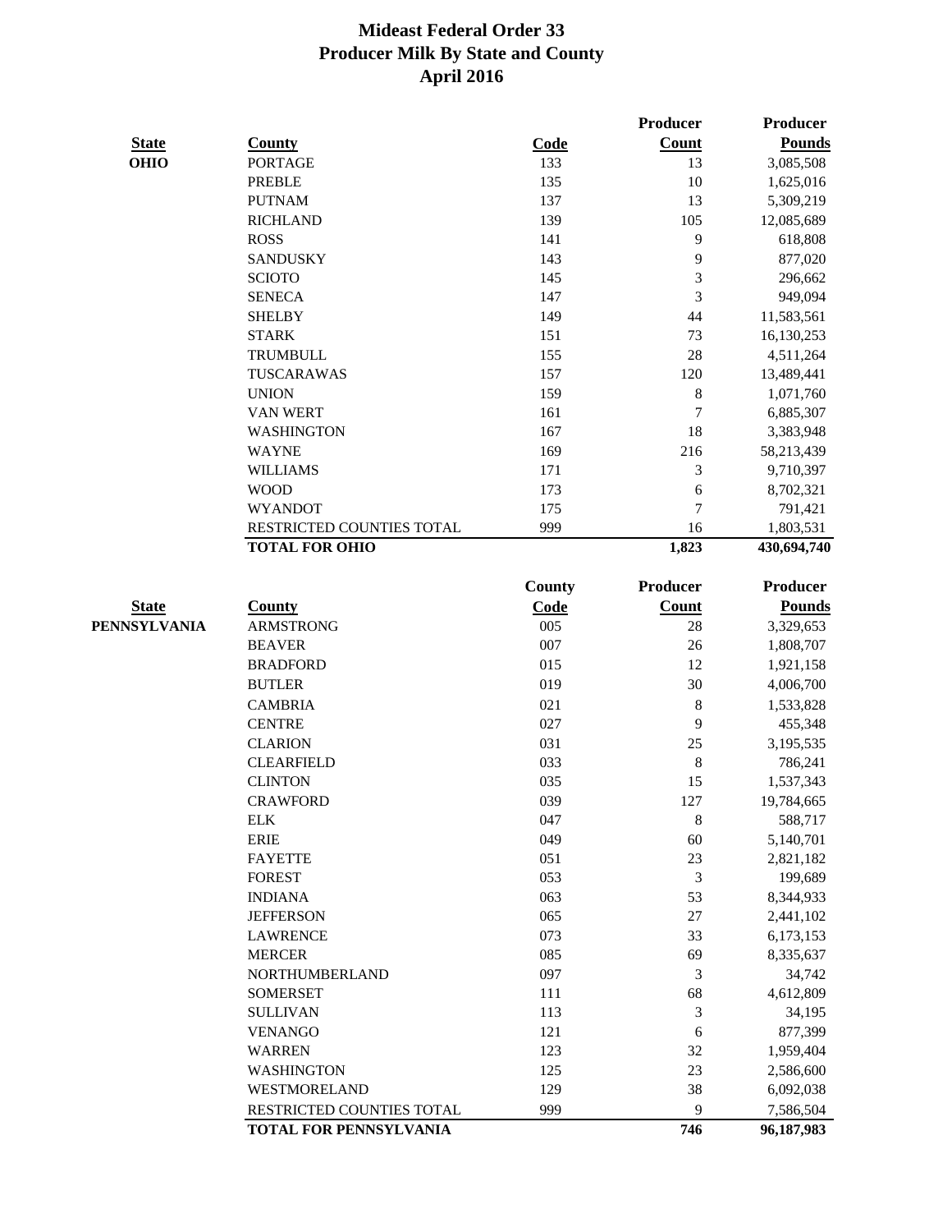# Mideast Federal Order 33
## Producer Milk By State and County
## April 2016

| State | County | Code | Producer Count | Producer Pounds |
|---|---|---|---|---|
| OHIO | PORTAGE | 133 | 13 | 3,085,508 |
| | PREBLE | 135 | 10 | 1,625,016 |
| | PUTNAM | 137 | 13 | 5,309,219 |
| | RICHLAND | 139 | 105 | 12,085,689 |
| | ROSS | 141 | 9 | 618,808 |
| | SANDUSKY | 143 | 9 | 877,020 |
| | SCIOTO | 145 | 3 | 296,662 |
| | SENECA | 147 | 3 | 949,094 |
| | SHELBY | 149 | 44 | 11,583,561 |
| | STARK | 151 | 73 | 16,130,253 |
| | TRUMBULL | 155 | 28 | 4,511,264 |
| | TUSCARAWAS | 157 | 120 | 13,489,441 |
| | UNION | 159 | 8 | 1,071,760 |
| | VAN WERT | 161 | 7 | 6,885,307 |
| | WASHINGTON | 167 | 18 | 3,383,948 |
| | WAYNE | 169 | 216 | 58,213,439 |
| | WILLIAMS | 171 | 3 | 9,710,397 |
| | WOOD | 173 | 6 | 8,702,321 |
| | WYANDOT | 175 | 7 | 791,421 |
| | RESTRICTED COUNTIES TOTAL | 999 | 16 | 1,803,531 |
| | **TOTAL FOR OHIO** | | **1,823** | **430,694,740** |

| State | County | County Code | Producer Count | Producer Pounds |
|---|---|---|---|---|
| PENNSYLVANIA | ARMSTRONG | 005 | 28 | 3,329,653 |
| | BEAVER | 007 | 26 | 1,808,707 |
| | BRADFORD | 015 | 12 | 1,921,158 |
| | BUTLER | 019 | 30 | 4,006,700 |
| | CAMBRIA | 021 | 8 | 1,533,828 |
| | CENTRE | 027 | 9 | 455,348 |
| | CLARION | 031 | 25 | 3,195,535 |
| | CLEARFIELD | 033 | 8 | 786,241 |
| | CLINTON | 035 | 15 | 1,537,343 |
| | CRAWFORD | 039 | 127 | 19,784,665 |
| | ELK | 047 | 8 | 588,717 |
| | ERIE | 049 | 60 | 5,140,701 |
| | FAYETTE | 051 | 23 | 2,821,182 |
| | FOREST | 053 | 3 | 199,689 |
| | INDIANA | 063 | 53 | 8,344,933 |
| | JEFFERSON | 065 | 27 | 2,441,102 |
| | LAWRENCE | 073 | 33 | 6,173,153 |
| | MERCER | 085 | 69 | 8,335,637 |
| | NORTHUMBERLAND | 097 | 3 | 34,742 |
| | SOMERSET | 111 | 68 | 4,612,809 |
| | SULLIVAN | 113 | 3 | 34,195 |
| | VENANGO | 121 | 6 | 877,399 |
| | WARREN | 123 | 32 | 1,959,404 |
| | WASHINGTON | 125 | 23 | 2,586,600 |
| | WESTMORELAND | 129 | 38 | 6,092,038 |
| | RESTRICTED COUNTIES TOTAL | 999 | 9 | 7,586,504 |
| | **TOTAL FOR PENNSYLVANIA** | | **746** | **96,187,983** |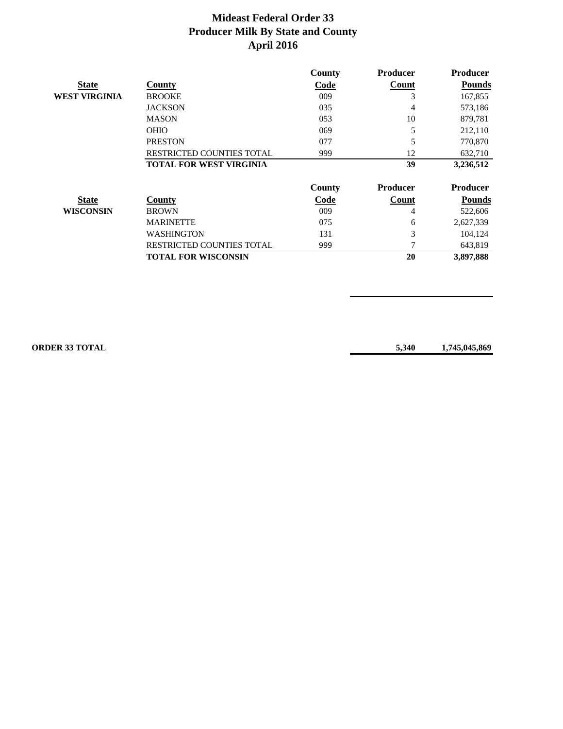# Mideast Federal Order 33
## Producer Milk By State and County
## April 2016

| State | County | County Code | Producer Count | Producer Pounds |
|---|---|---|---|---|
| **WEST VIRGINIA** | BROOKE | 009 | 3 | 167,855 |
| | JACKSON | 035 | 4 | 573,186 |
| | MASON | 053 | 10 | 879,781 |
| | OHIO | 069 | 5 | 212,110 |
| | PRESTON | 077 | 5 | 770,870 |
| | RESTRICTED COUNTIES TOTAL | 999 | 12 | 632,710 |
| | **TOTAL FOR WEST VIRGINIA** | | **39** | **3,236,512** |

| State | County | County Code | Producer Count | Producer Pounds |
|---|---|---|---|---|
| **WISCONSIN** | BROWN | 009 | 4 | 522,606 |
| | MARINETTE | 075 | 6 | 2,627,339 |
| | WASHINGTON | 131 | 3 | 104,124 |
| | RESTRICTED COUNTIES TOTAL | 999 | 7 | 643,819 |
| | **TOTAL FOR WISCONSIN** | | **20** | **3,897,888** |

| | | | Producer Count | Producer Pounds |
|---|---|---|---|---|
| **ORDER 33 TOTAL** | | | **5,340** | **1,745,045,869** |